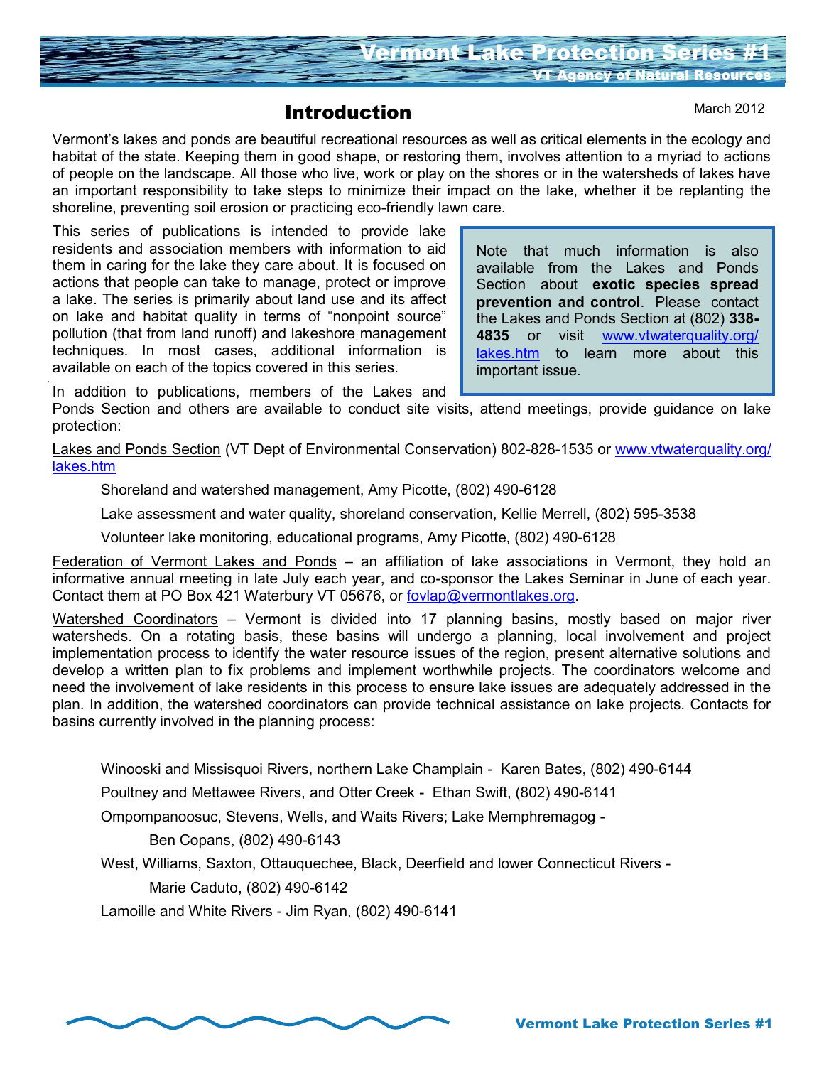# Vermont Lake Protection Series #1

VT Agency of Natural Resources

## Introduction

March 2012

Vermont's lakes and ponds are beautiful recreational resources as well as critical elements in the ecology and habitat of the state. Keeping them in good shape, or restoring them, involves attention to a myriad to actions of people on the landscape. All those who live, work or play on the shores or in the watersheds of lakes have an important responsibility to take steps to minimize their impact on the lake, whether it be replanting the shoreline, preventing soil erosion or practicing eco-friendly lawn care.

This series of publications is intended to provide lake residents and association members with information to aid them in caring for the lake they care about. It is focused on actions that people can take to manage, protect or improve a lake. The series is primarily about land use and its affect on lake and habitat quality in terms of "nonpoint source" pollution (that from land runoff) and lakeshore management techniques. In most cases, additional information is available on each of the topics covered in this series.

> Note that much information is also available from the Lakes and Ponds Section about **exotic species spread prevention and control**. Please contact the Lakes and Ponds Section at (802) **338-4835** or visit [www.vtwaterquality.org/lakes.htm](www.vtwaterquality.org/lakes.htm) to learn more about this important issue.

In addition to publications, members of the Lakes and Ponds Section and others are available to conduct site visits, attend meetings, provide guidance on lake protection:

Lakes and Ponds Section (VT Dept of Environmental Conservation) 802-828-1535 or [www.vtwaterquality.org/lakes.htm](www.vtwaterquality.org/lakes.htm)

- Shoreland and watershed management, Amy Picotte, (802) 490-6128
- Lake assessment and water quality, shoreland conservation, Kellie Merrell, (802) 595-3538
- Volunteer lake monitoring, educational programs, Amy Picotte, (802) 490-6128

Federation of Vermont Lakes and Ponds – an affiliation of lake associations in Vermont, they hold an informative annual meeting in late July each year, and co-sponsor the Lakes Seminar in June of each year. Contact them at PO Box 421 Waterbury VT 05676, or [fovlap@vermontlakes.org](mailto:fovlap@vermontlakes.org).

Watershed Coordinators – Vermont is divided into 17 planning basins, mostly based on major river watersheds. On a rotating basis, these basins will undergo a planning, local involvement and project implementation process to identify the water resource issues of the region, present alternative solutions and develop a written plan to fix problems and implement worthwhile projects. The coordinators welcome and need the involvement of lake residents in this process to ensure lake issues are adequately addressed in the plan. In addition, the watershed coordinators can provide technical assistance on lake projects. Contacts for basins currently involved in the planning process:

- Winooski and Missisquoi Rivers, northern Lake Champlain - Karen Bates, (802) 490-6144
- Poultney and Mettawee Rivers, and Otter Creek - Ethan Swift, (802) 490-6141
- Ompompanoosuc, Stevens, Wells, and Waits Rivers; Lake Memphremagog - Ben Copans, (802) 490-6143
- West, Williams, Saxton, Ottauquechee, Black, Deerfield and lower Connecticut Rivers - Marie Caduto, (802) 490-6142
- Lamoille and White Rivers - Jim Ryan, (802) 490-6141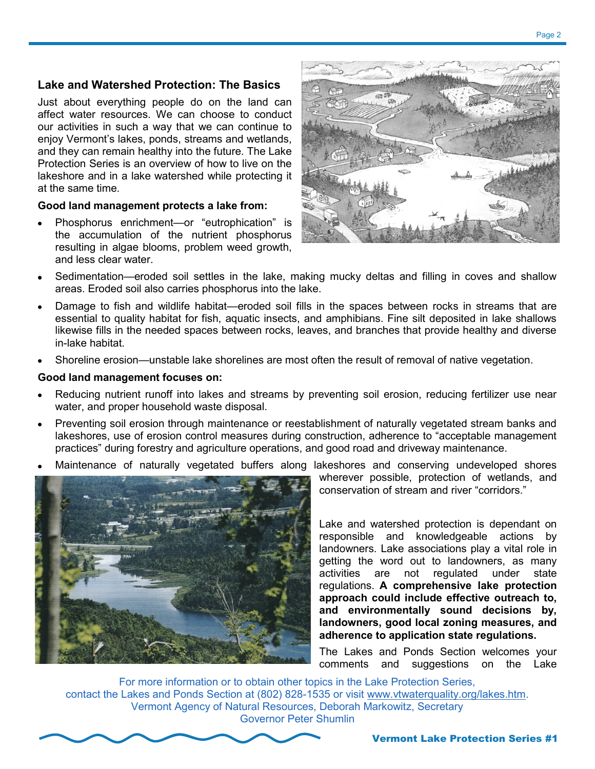## Lake and Watershed Protection: The Basics

Just about everything people do on the land can affect water resources. We can choose to conduct our activities in such a way that we can continue to enjoy Vermont's lakes, ponds, streams and wetlands, and they can remain healthy into the future. The Lake Protection Series is an overview of how to live on the lakeshore and in a lake watershed while protecting it at the same time.

**Good land management protects a lake from:**

- Phosphorus enrichment—or "eutrophication" is the accumulation of the nutrient phosphorus resulting in algae blooms, problem weed growth, and less clear water.
- Sedimentation—eroded soil settles in the lake, making mucky deltas and filling in coves and shallow areas. Eroded soil also carries phosphorus into the lake.
- Damage to fish and wildlife habitat—eroded soil fills in the spaces between rocks in streams that are essential to quality habitat for fish, aquatic insects, and amphibians. Fine silt deposited in lake shallows likewise fills in the needed spaces between rocks, leaves, and branches that provide healthy and diverse in-lake habitat.
- Shoreline erosion—unstable lake shorelines are most often the result of removal of native vegetation.

**Good land management focuses on:**

- Reducing nutrient runoff into lakes and streams by preventing soil erosion, reducing fertilizer use near water, and proper household waste disposal.
- Preventing soil erosion through maintenance or reestablishment of naturally vegetated stream banks and lakeshores, use of erosion control measures during construction, adherence to "acceptable management practices" during forestry and agriculture operations, and good road and driveway maintenance.
- Maintenance of naturally vegetated buffers along lakeshores and conserving undeveloped shores wherever possible, protection of wetlands, and conservation of stream and river "corridors."

Lake and watershed protection is dependant on responsible and knowledgeable actions by landowners. Lake associations play a vital role in getting the word out to landowners, as many activities are not regulated under state regulations. **A comprehensive lake protection approach could include effective outreach to, and environmentally sound decisions by, landowners, good local zoning measures, and adherence to application state regulations.**

The Lakes and Ponds Section welcomes your comments and suggestions on the Lake

For more information or to obtain other topics in the Lake Protection Series, contact the Lakes and Ponds Section at (802) 828-1535 or visit www.vtwaterquality.org/lakes.htm.
Vermont Agency of Natural Resources, Deborah Markowitz, Secretary
Governor Peter Shumlin

**Vermont Lake Protection Series #1**